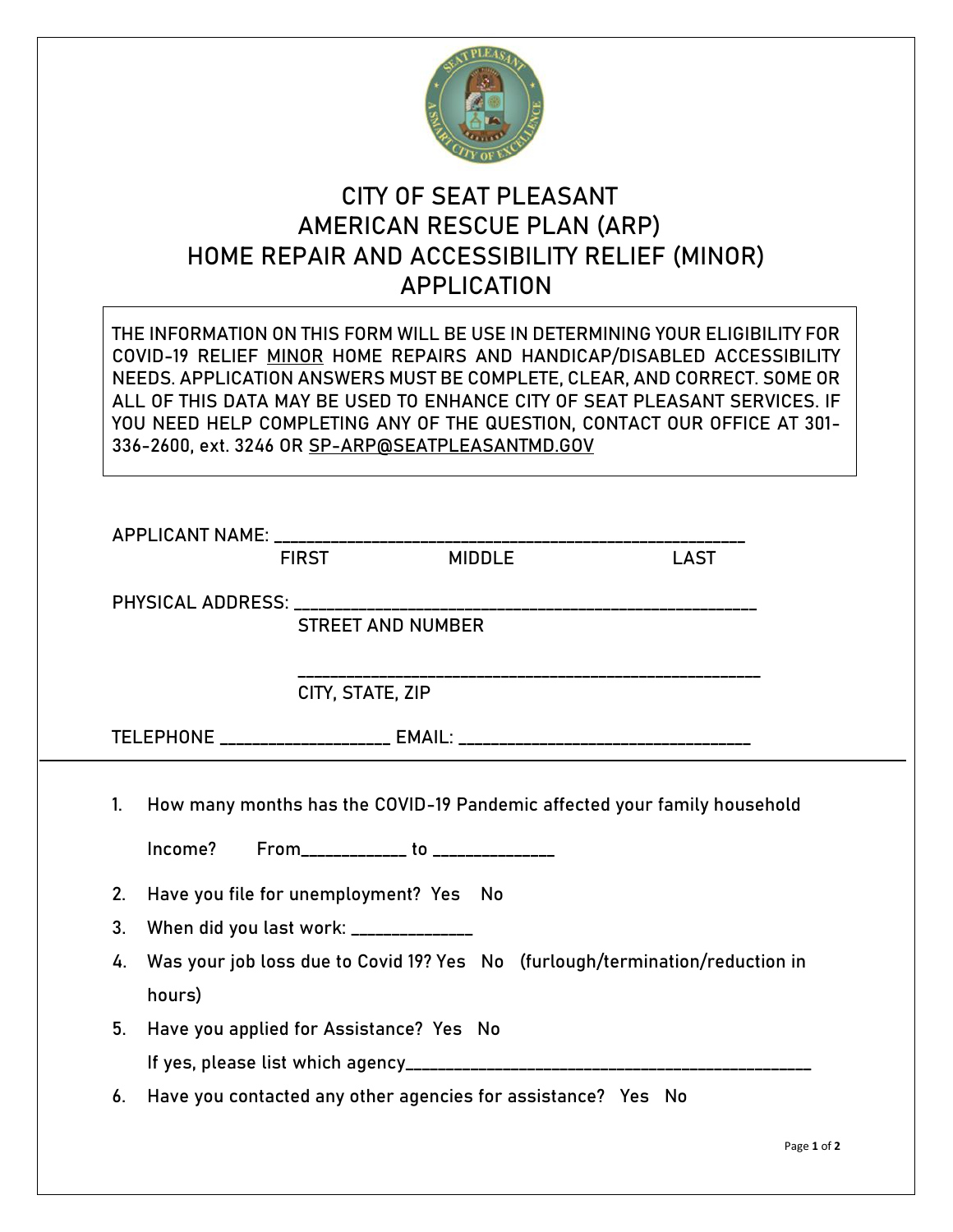# CITY OF SEAT PLEASANT
# AMERICAN RESCUE PLAN (ARP)
# HOME REPAIR AND ACCESSIBILITY RELIEF (MINOR)
# APPLICATION

THE INFORMATION ON THIS FORM WILL BE USE IN DETERMINING YOUR ELIGIBILITY FOR COVID-19 RELIEF MINOR HOME REPAIRS AND HANDICAP/DISABLED ACCESSIBILITY NEEDS. APPLICATION ANSWERS MUST BE COMPLETE, CLEAR, AND CORRECT. SOME OR ALL OF THIS DATA MAY BE USED TO ENHANCE CITY OF SEAT PLEASANT SERVICES. IF YOU NEED HELP COMPLETING ANY OF THE QUESTION, CONTACT OUR OFFICE AT 301-336-2600, ext. 3246 OR SP-ARP@SEATPLEASANTMD.GOV

APPLICANT NAME: ____________________________________________________

FIRST MIDDLE LAST

PHYSICAL ADDRESS: ____________________________________________________

STREET AND NUMBER

____________________________________________________

CITY, STATE, ZIP

TELEPHONE __________________ EMAIL: ________________________________

---

1. How many months has the COVID-19 Pandemic affected your family household Income? From___________ to _____________
2. Have you file for unemployment? Yes No
3. When did you last work: _____________
4. Was your job loss due to Covid 19? Yes No (furlough/termination/reduction in hours)
5. Have you applied for Assistance? Yes No
   If yes, please list which agency______________________________________________
6. Have you contacted any other agencies for assistance? Yes No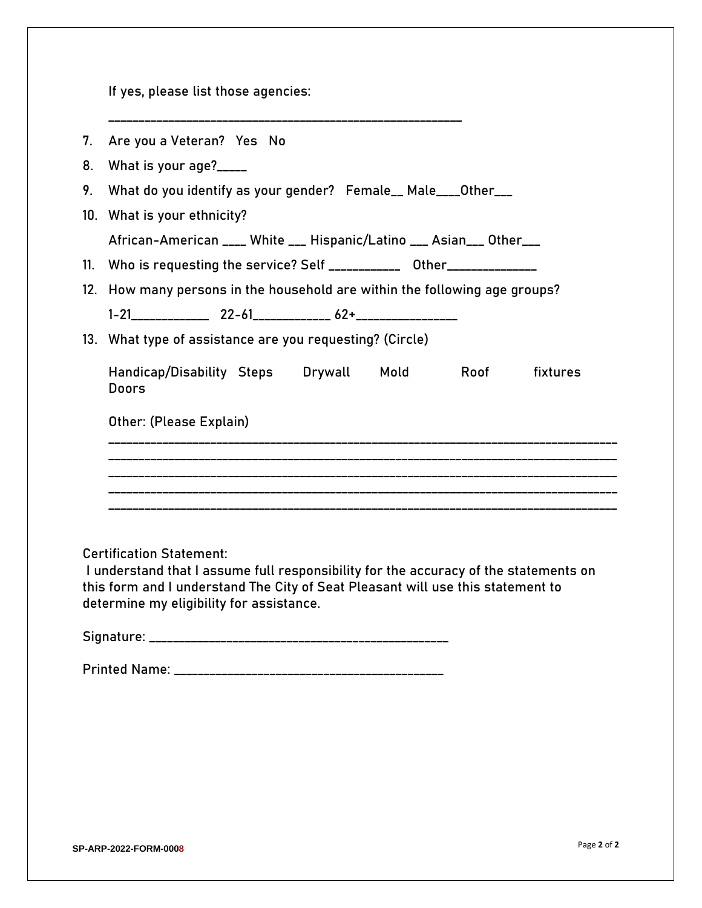If yes, please list those agencies:

___________________________________________

7. Are you a Veteran? Yes No
8. What is your age?_____
9. What do you identify as your gender? Female__ Male____Other___
10. What is your ethnicity?

    African-American ____ White ___ Hispanic/Latino ___ Asian___ Other___
11. Who is requesting the service? Self ___________ Other______________
12. How many persons in the household are within the following age groups?

    1-21____________ 22-61____________ 62+________________
13. What type of assistance are you requesting? (Circle)

    Handicap/Disability Steps Drywall Mold Roof fixtures Doors

    Other: (Please Explain)

    ___________________________________________________________________________
    ___________________________________________________________________________
    ___________________________________________________________________________
    ___________________________________________________________________________
    ___________________________________________________________________________

Certification Statement:
I understand that I assume full responsibility for the accuracy of the statements on this form and I understand The City of Seat Pleasant will use this statement to determine my eligibility for assistance.

Signature: _______________________________________

Printed Name: ___________________________________

SP-ARP-2022-FORM-0008